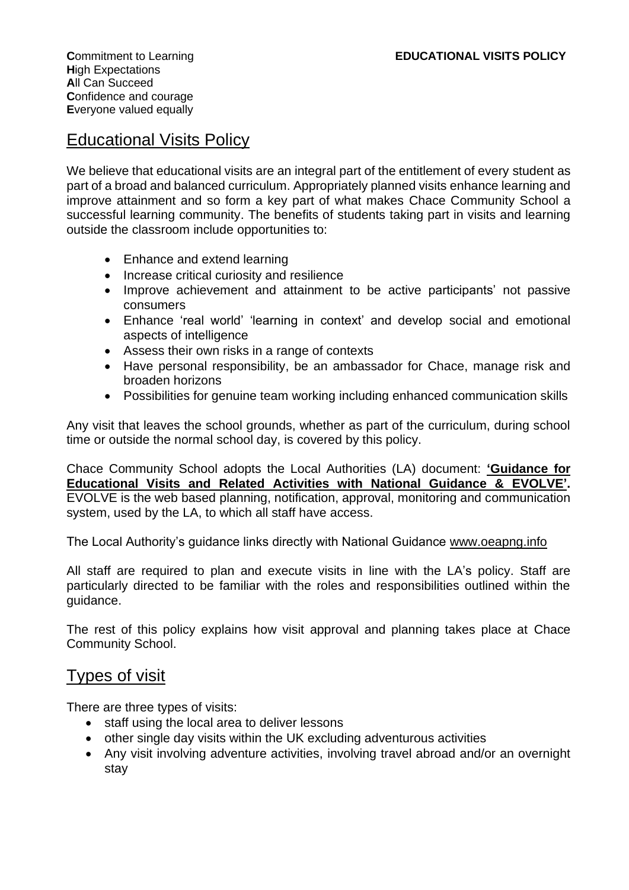**C**ommitment to Learning
**H**igh Expectations
**A**ll Can Succeed
**C**onfidence and courage
**E**veryone valued equally

**EDUCATIONAL VISITS POLICY**

## Educational Visits Policy

We believe that educational visits are an integral part of the entitlement of every student as part of a broad and balanced curriculum. Appropriately planned visits enhance learning and improve attainment and so form a key part of what makes Chace Community School a successful learning community. The benefits of students taking part in visits and learning outside the classroom include opportunities to:

- Enhance and extend learning
- Increase critical curiosity and resilience
- Improve achievement and attainment to be active participants' not passive consumers
- Enhance 'real world' 'learning in context' and develop social and emotional aspects of intelligence
- Assess their own risks in a range of contexts
- Have personal responsibility, be an ambassador for Chace, manage risk and broaden horizons
- Possibilities for genuine team working including enhanced communication skills

Any visit that leaves the school grounds, whether as part of the curriculum, during school time or outside the normal school day, is covered by this policy.

Chace Community School adopts the Local Authorities (LA) document: **'Guidance for Educational Visits and Related Activities with National Guidance & EVOLVE'.** EVOLVE is the web based planning, notification, approval, monitoring and communication system, used by the LA, to which all staff have access.

The Local Authority's guidance links directly with National Guidance www.oeapng.info

All staff are required to plan and execute visits in line with the LA's policy. Staff are particularly directed to be familiar with the roles and responsibilities outlined within the guidance.

The rest of this policy explains how visit approval and planning takes place at Chace Community School.

## Types of visit

There are three types of visits:

- staff using the local area to deliver lessons
- other single day visits within the UK excluding adventurous activities
- Any visit involving adventure activities, involving travel abroad and/or an overnight stay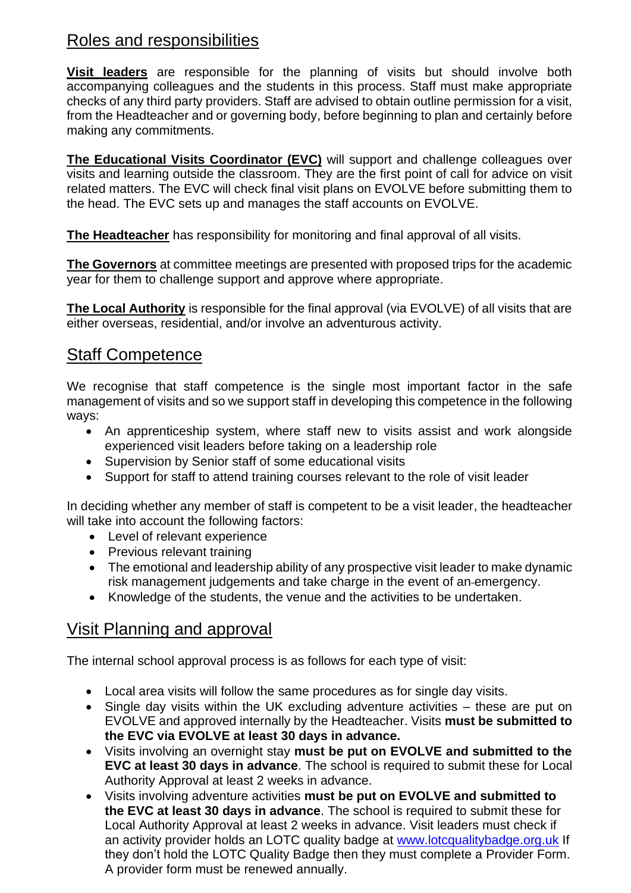## Roles and responsibilities

**Visit leaders** are responsible for the planning of visits but should involve both accompanying colleagues and the students in this process. Staff must make appropriate checks of any third party providers. Staff are advised to obtain outline permission for a visit, from the Headteacher and or governing body, before beginning to plan and certainly before making any commitments.

**The Educational Visits Coordinator (EVC)** will support and challenge colleagues over visits and learning outside the classroom. They are the first point of call for advice on visit related matters. The EVC will check final visit plans on EVOLVE before submitting them to the head. The EVC sets up and manages the staff accounts on EVOLVE.

**The Headteacher** has responsibility for monitoring and final approval of all visits.

**The Governors** at committee meetings are presented with proposed trips for the academic year for them to challenge support and approve where appropriate.

**The Local Authority** is responsible for the final approval (via EVOLVE) of all visits that are either overseas, residential, and/or involve an adventurous activity.

## Staff Competence

We recognise that staff competence is the single most important factor in the safe management of visits and so we support staff in developing this competence in the following ways:

- An apprenticeship system, where staff new to visits assist and work alongside experienced visit leaders before taking on a leadership role
- Supervision by Senior staff of some educational visits
- Support for staff to attend training courses relevant to the role of visit leader

In deciding whether any member of staff is competent to be a visit leader, the headteacher will take into account the following factors:

- Level of relevant experience
- Previous relevant training
- The emotional and leadership ability of any prospective visit leader to make dynamic risk management judgements and take charge in the event of an emergency.
- Knowledge of the students, the venue and the activities to be undertaken.

## Visit Planning and approval

The internal school approval process is as follows for each type of visit:

- Local area visits will follow the same procedures as for single day visits.
- Single day visits within the UK excluding adventure activities – these are put on EVOLVE and approved internally by the Headteacher. Visits **must be submitted to the EVC via EVOLVE at least 30 days in advance.**
- Visits involving an overnight stay **must be put on EVOLVE and submitted to the EVC at least 30 days in advance**. The school is required to submit these for Local Authority Approval at least 2 weeks in advance.
- Visits involving adventure activities **must be put on EVOLVE and submitted to the EVC at least 30 days in advance**. The school is required to submit these for Local Authority Approval at least 2 weeks in advance. Visit leaders must check if an activity provider holds an LOTC quality badge at [www.lotcqualitybadge.org.uk](http://www.lotcqualitybadge.org.uk) If they don't hold the LOTC Quality Badge then they must complete a Provider Form. A provider form must be renewed annually.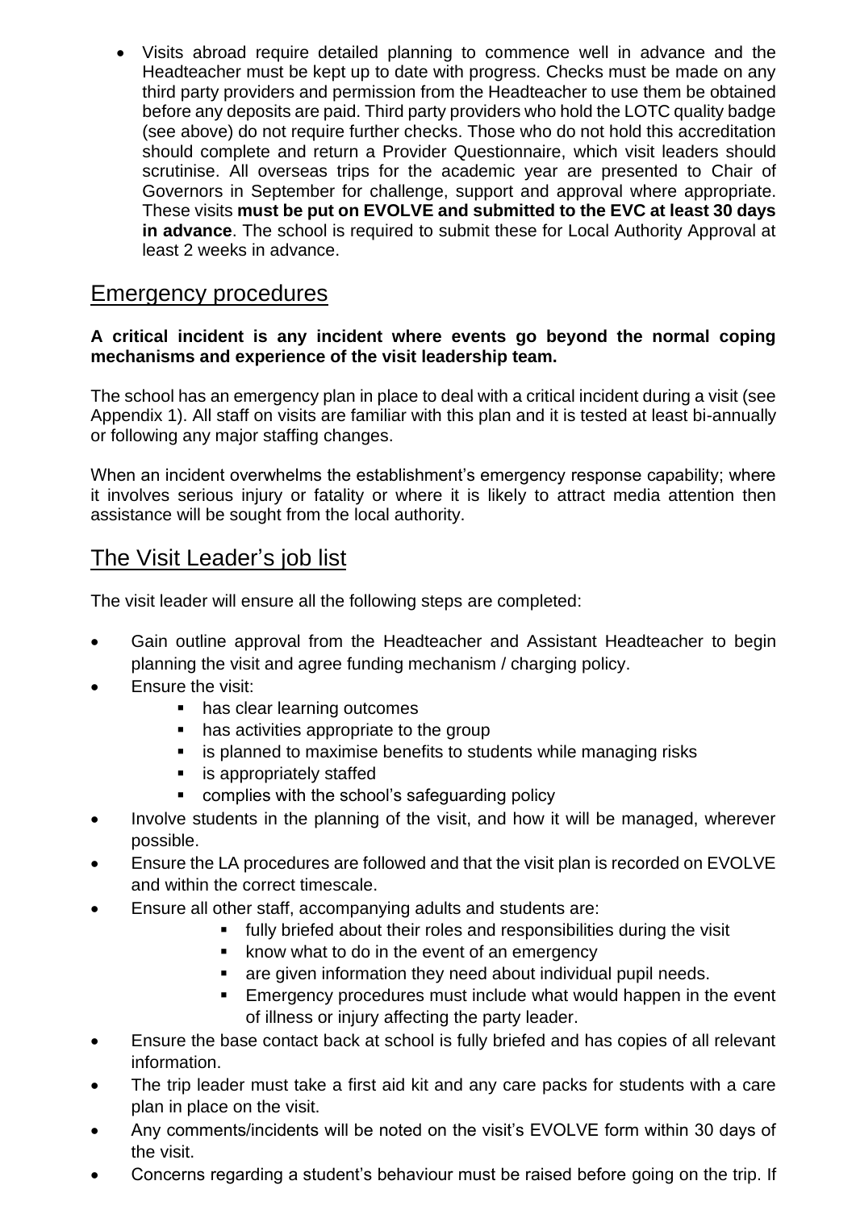- Visits abroad require detailed planning to commence well in advance and the Headteacher must be kept up to date with progress. Checks must be made on any third party providers and permission from the Headteacher to use them be obtained before any deposits are paid. Third party providers who hold the LOTC quality badge (see above) do not require further checks. Those who do not hold this accreditation should complete and return a Provider Questionnaire, which visit leaders should scrutinise. All overseas trips for the academic year are presented to Chair of Governors in September for challenge, support and approval where appropriate. These visits **must be put on EVOLVE and submitted to the EVC at least 30 days in advance**. The school is required to submit these for Local Authority Approval at least 2 weeks in advance.

## Emergency procedures

**A critical incident is any incident where events go beyond the normal coping mechanisms and experience of the visit leadership team.**

The school has an emergency plan in place to deal with a critical incident during a visit (see Appendix 1). All staff on visits are familiar with this plan and it is tested at least bi-annually or following any major staffing changes.

When an incident overwhelms the establishment's emergency response capability; where it involves serious injury or fatality or where it is likely to attract media attention then assistance will be sought from the local authority.

## The Visit Leader's job list

The visit leader will ensure all the following steps are completed:

- Gain outline approval from the Headteacher and Assistant Headteacher to begin planning the visit and agree funding mechanism / charging policy.
- Ensure the visit:
  - has clear learning outcomes
  - has activities appropriate to the group
  - is planned to maximise benefits to students while managing risks
  - is appropriately staffed
  - complies with the school's safeguarding policy
- Involve students in the planning of the visit, and how it will be managed, wherever possible.
- Ensure the LA procedures are followed and that the visit plan is recorded on EVOLVE and within the correct timescale.
- Ensure all other staff, accompanying adults and students are:
  - fully briefed about their roles and responsibilities during the visit
  - know what to do in the event of an emergency
  - are given information they need about individual pupil needs.
  - Emergency procedures must include what would happen in the event of illness or injury affecting the party leader.
- Ensure the base contact back at school is fully briefed and has copies of all relevant information.
- The trip leader must take a first aid kit and any care packs for students with a care plan in place on the visit.
- Any comments/incidents will be noted on the visit's EVOLVE form within 30 days of the visit.
- Concerns regarding a student's behaviour must be raised before going on the trip. If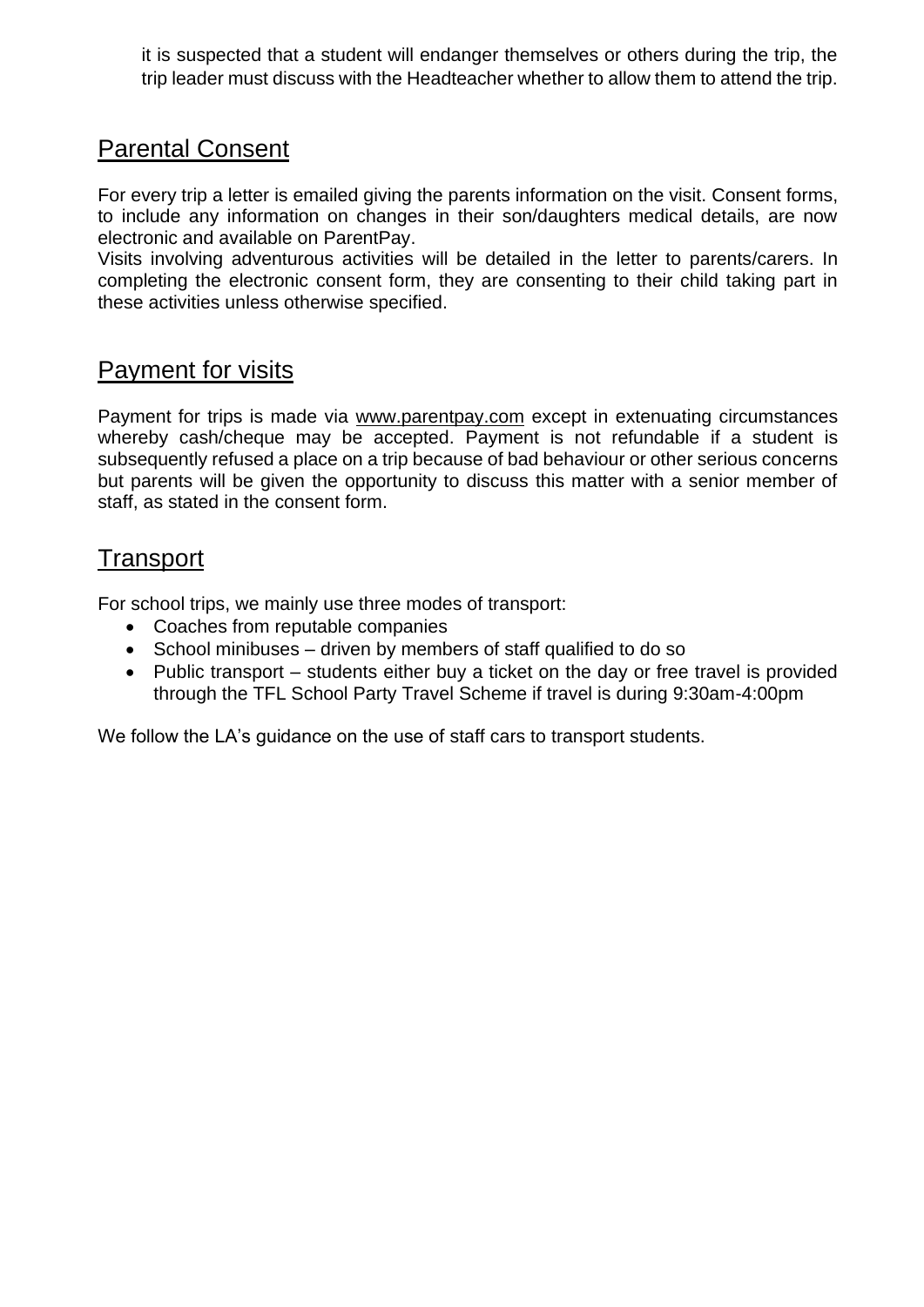it is suspected that a student will endanger themselves or others during the trip, the trip leader must discuss with the Headteacher whether to allow them to attend the trip.

## Parental Consent

For every trip a letter is emailed giving the parents information on the visit. Consent forms, to include any information on changes in their son/daughters medical details, are now electronic and available on ParentPay.

Visits involving adventurous activities will be detailed in the letter to parents/carers. In completing the electronic consent form, they are consenting to their child taking part in these activities unless otherwise specified.

## Payment for visits

Payment for trips is made via www.parentpay.com except in extenuating circumstances whereby cash/cheque may be accepted. Payment is not refundable if a student is subsequently refused a place on a trip because of bad behaviour or other serious concerns but parents will be given the opportunity to discuss this matter with a senior member of staff, as stated in the consent form.

## Transport

For school trips, we mainly use three modes of transport:

- Coaches from reputable companies
- School minibuses – driven by members of staff qualified to do so
- Public transport – students either buy a ticket on the day or free travel is provided through the TFL School Party Travel Scheme if travel is during 9:30am-4:00pm

We follow the LA's guidance on the use of staff cars to transport students.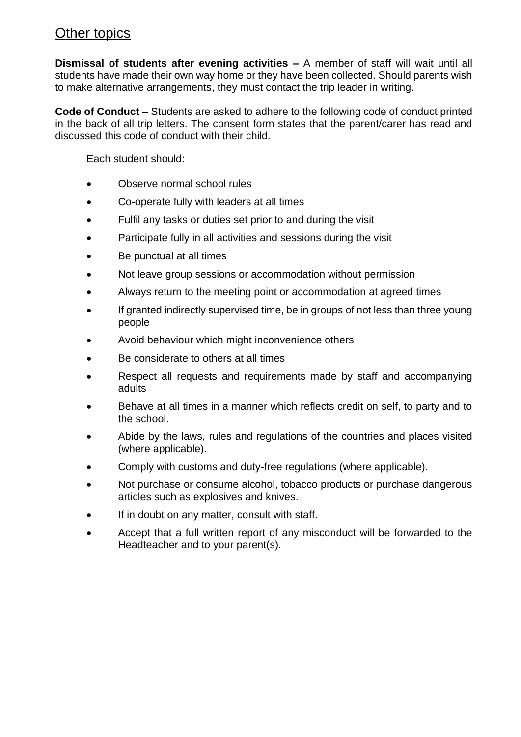## Other topics

**Dismissal of students after evening activities –** A member of staff will wait until all students have made their own way home or they have been collected. Should parents wish to make alternative arrangements, they must contact the trip leader in writing.

**Code of Conduct –** Students are asked to adhere to the following code of conduct printed in the back of all trip letters. The consent form states that the parent/carer has read and discussed this code of conduct with their child.

Each student should:

- Observe normal school rules
- Co-operate fully with leaders at all times
- Fulfil any tasks or duties set prior to and during the visit
- Participate fully in all activities and sessions during the visit
- Be punctual at all times
- Not leave group sessions or accommodation without permission
- Always return to the meeting point or accommodation at agreed times
- If granted indirectly supervised time, be in groups of not less than three young people
- Avoid behaviour which might inconvenience others
- Be considerate to others at all times
- Respect all requests and requirements made by staff and accompanying adults
- Behave at all times in a manner which reflects credit on self, to party and to the school.
- Abide by the laws, rules and regulations of the countries and places visited (where applicable).
- Comply with customs and duty-free regulations (where applicable).
- Not purchase or consume alcohol, tobacco products or purchase dangerous articles such as explosives and knives.
- If in doubt on any matter, consult with staff.
- Accept that a full written report of any misconduct will be forwarded to the Headteacher and to your parent(s).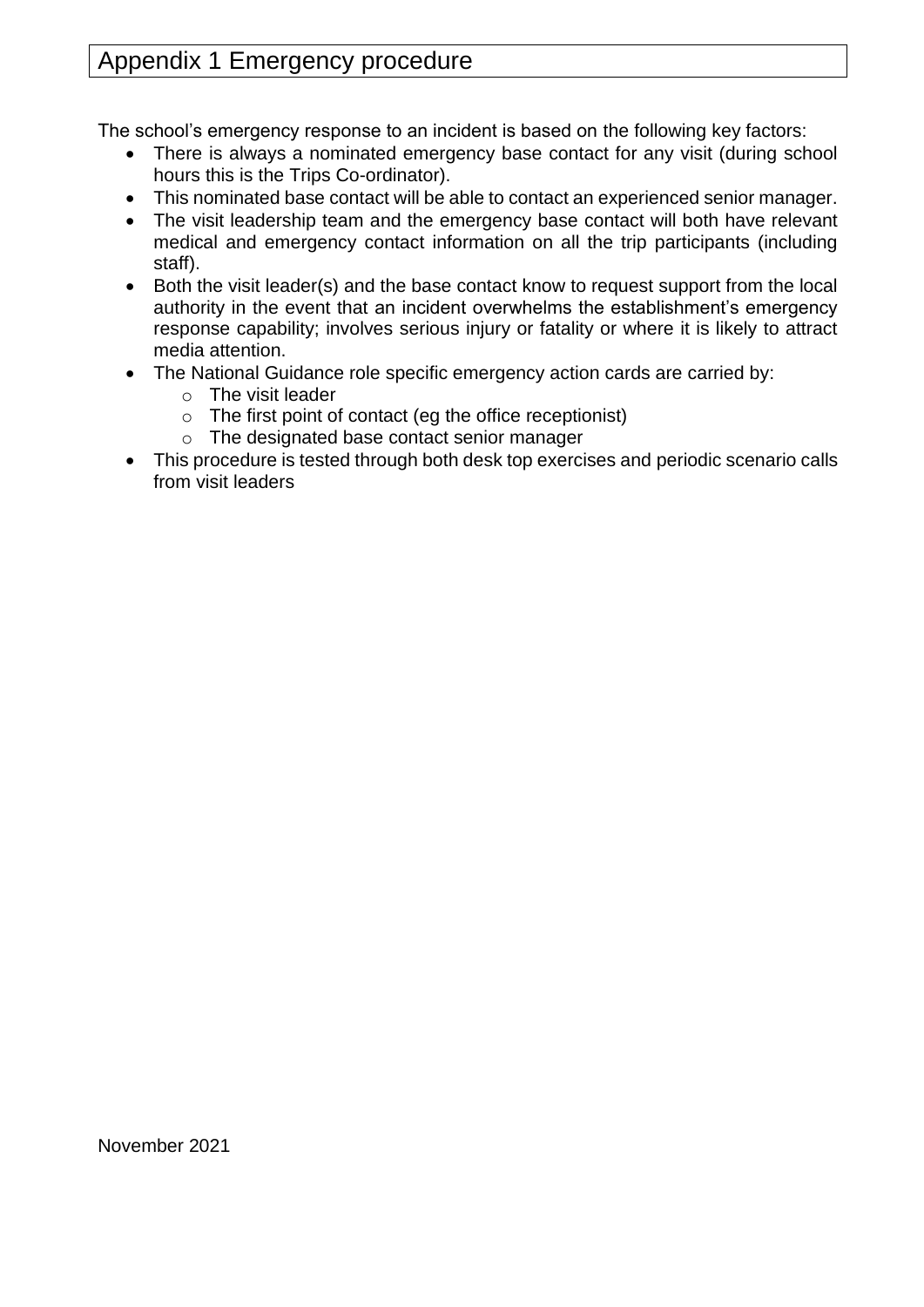# Appendix 1 Emergency procedure

The school's emergency response to an incident is based on the following key factors:

- There is always a nominated emergency base contact for any visit (during school hours this is the Trips Co-ordinator).
- This nominated base contact will be able to contact an experienced senior manager.
- The visit leadership team and the emergency base contact will both have relevant medical and emergency contact information on all the trip participants (including staff).
- Both the visit leader(s) and the base contact know to request support from the local authority in the event that an incident overwhelms the establishment's emergency response capability; involves serious injury or fatality or where it is likely to attract media attention.
- The National Guidance role specific emergency action cards are carried by:
  - The visit leader
  - The first point of contact (eg the office receptionist)
  - The designated base contact senior manager
- This procedure is tested through both desk top exercises and periodic scenario calls from visit leaders

November 2021